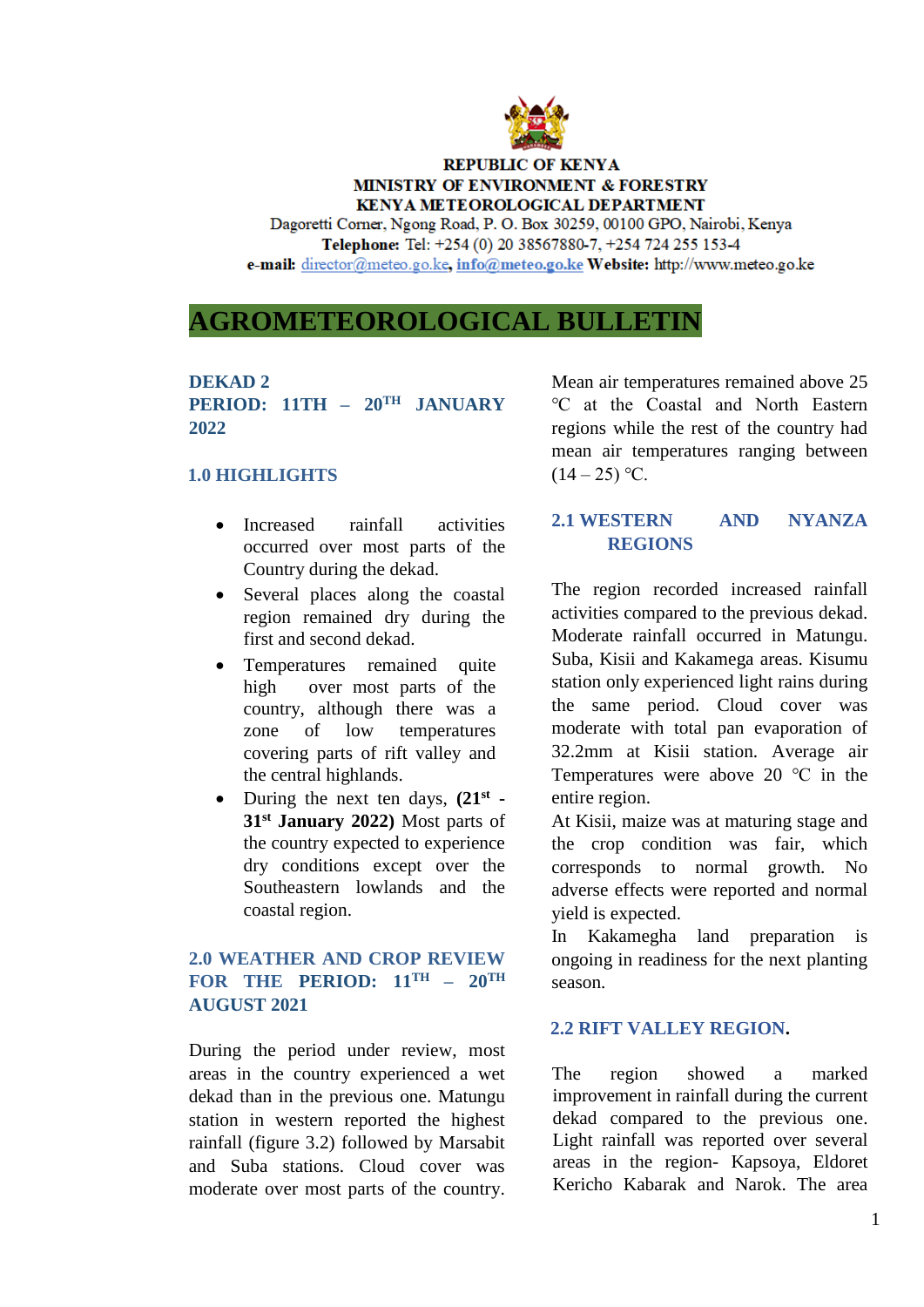**REPUBLIC OF KENYA**
**MINISTRY OF ENVIRONMENT & FORESTRY**
**KENYA METEOROLOGICAL DEPARTMENT**
Dagoretti Corner, Ngong Road, P. O. Box 30259, 00100 GPO, Nairobi, Kenya
**Telephone:** Tel: +254 (0) 20 38567880-7, +254 724 255 153-4
**e-mail:** director@meteo.go.ke, **info@meteo.go.ke** **Website:** http://www.meteo.go.ke

# AGROMETEOROLOGICAL BULLETIN

**DEKAD 2**
**PERIOD: 11TH – 20TH JANUARY 2022**

## 1.0 HIGHLIGHTS

- Increased rainfall activities occurred over most parts of the Country during the dekad.
- Several places along the coastal region remained dry during the first and second dekad.
- Temperatures remained quite high over most parts of the country, although there was a zone of low temperatures covering parts of rift valley and the central highlands.
- During the next ten days, **(21st - 31st January 2022)** Most parts of the country expected to experience dry conditions except over the Southeastern lowlands and the coastal region.

## 2.0 WEATHER AND CROP REVIEW FOR THE PERIOD: 11TH – 20TH AUGUST 2021

During the period under review, most areas in the country experienced a wet dekad than in the previous one. Matungu station in western reported the highest rainfall (figure 3.2) followed by Marsabit and Suba stations. Cloud cover was moderate over most parts of the country. Mean air temperatures remained above 25 °C at the Coastal and North Eastern regions while the rest of the country had mean air temperatures ranging between (14 – 25) °C.

### 2.1 WESTERN AND NYANZA REGIONS

The region recorded increased rainfall activities compared to the previous dekad. Moderate rainfall occurred in Matungu. Suba, Kisii and Kakamega areas. Kisumu station only experienced light rains during the same period. Cloud cover was moderate with total pan evaporation of 32.2mm at Kisii station. Average air Temperatures were above 20 °C in the entire region.

At Kisii, maize was at maturing stage and the crop condition was fair, which corresponds to normal growth. No adverse effects were reported and normal yield is expected.

In Kakamegha land preparation is ongoing in readiness for the next planting season.

### 2.2 RIFT VALLEY REGION.

The region showed a marked improvement in rainfall during the current dekad compared to the previous one. Light rainfall was reported over several areas in the region- Kapsoya, Eldoret Kericho Kabarak and Narok. The area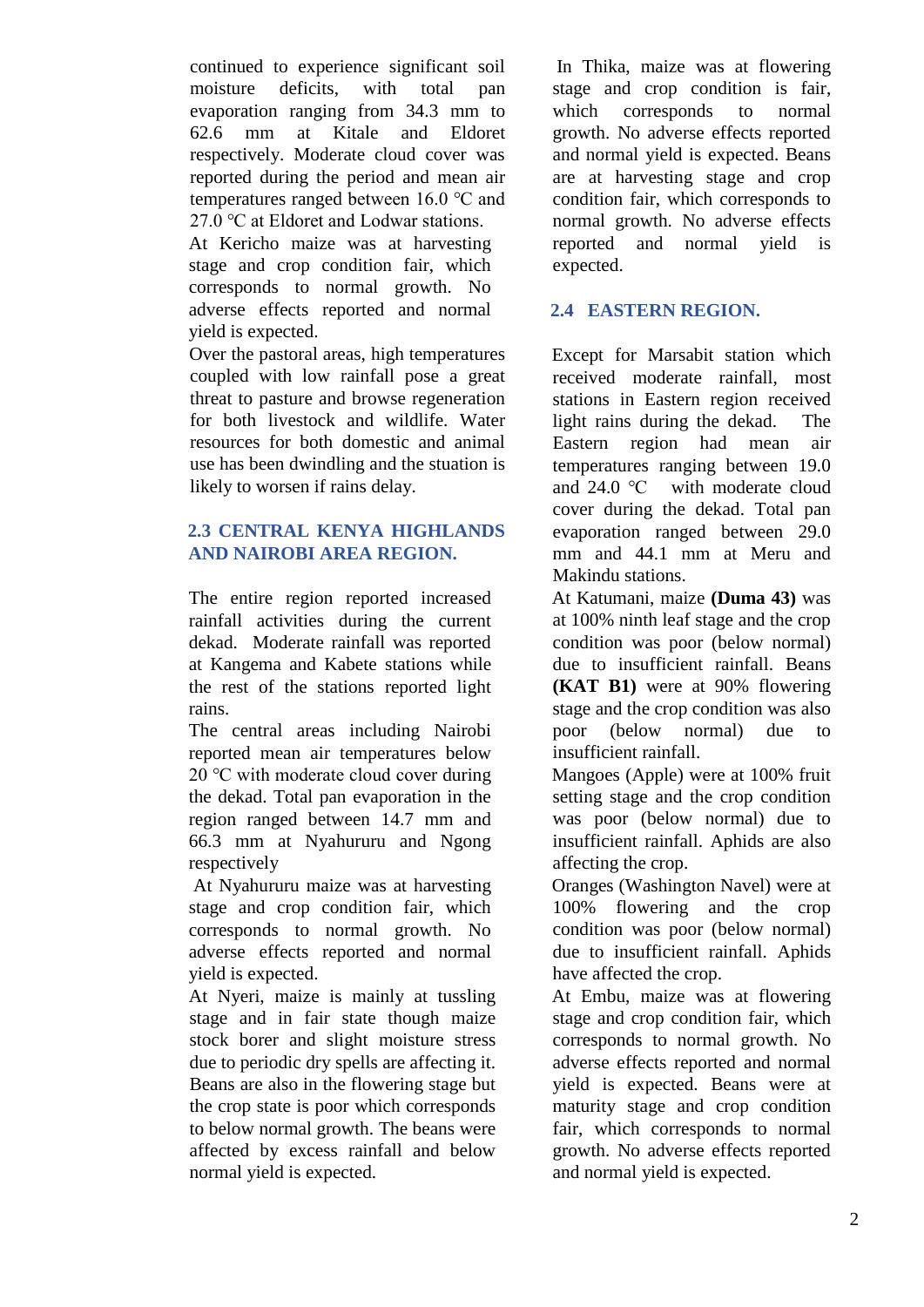continued to experience significant soil moisture deficits, with total pan evaporation ranging from 34.3 mm to 62.6 mm at Kitale and Eldoret respectively. Moderate cloud cover was reported during the period and mean air temperatures ranged between 16.0 ℃ and 27.0 ℃ at Eldoret and Lodwar stations.

At Kericho maize was at harvesting stage and crop condition fair, which corresponds to normal growth. No adverse effects reported and normal yield is expected.

Over the pastoral areas, high temperatures coupled with low rainfall pose a great threat to pasture and browse regeneration for both livestock and wildlife. Water resources for both domestic and animal use has been dwindling and the stuation is likely to worsen if rains delay.

### 2.3 CENTRAL KENYA HIGHLANDS AND NAIROBI AREA REGION.

The entire region reported increased rainfall activities during the current dekad. Moderate rainfall was reported at Kangema and Kabete stations while the rest of the stations reported light rains.

The central areas including Nairobi reported mean air temperatures below 20 ℃ with moderate cloud cover during the dekad. Total pan evaporation in the region ranged between 14.7 mm and 66.3 mm at Nyahururu and Ngong respectively

At Nyahururu maize was at harvesting stage and crop condition fair, which corresponds to normal growth. No adverse effects reported and normal yield is expected.

At Nyeri, maize is mainly at tussling stage and in fair state though maize stock borer and slight moisture stress due to periodic dry spells are affecting it. Beans are also in the flowering stage but the crop state is poor which corresponds to below normal growth. The beans were affected by excess rainfall and below normal yield is expected.

In Thika, maize was at flowering stage and crop condition is fair, which corresponds to normal growth. No adverse effects reported and normal yield is expected. Beans are at harvesting stage and crop condition fair, which corresponds to normal growth. No adverse effects reported and normal yield is expected.

### 2.4 EASTERN REGION.

Except for Marsabit station which received moderate rainfall, most stations in Eastern region received light rains during the dekad. The Eastern region had mean air temperatures ranging between 19.0 and 24.0 ℃ with moderate cloud cover during the dekad. Total pan evaporation ranged between 29.0 mm and 44.1 mm at Meru and Makindu stations.

At Katumani, maize **(Duma 43)** was at 100% ninth leaf stage and the crop condition was poor (below normal) due to insufficient rainfall. Beans **(KAT B1)** were at 90% flowering stage and the crop condition was also poor (below normal) due to insufficient rainfall.

Mangoes (Apple) were at 100% fruit setting stage and the crop condition was poor (below normal) due to insufficient rainfall. Aphids are also affecting the crop.

Oranges (Washington Navel) were at 100% flowering and the crop condition was poor (below normal) due to insufficient rainfall. Aphids have affected the crop.

At Embu, maize was at flowering stage and crop condition fair, which corresponds to normal growth. No adverse effects reported and normal yield is expected. Beans were at maturity stage and crop condition fair, which corresponds to normal growth. No adverse effects reported and normal yield is expected.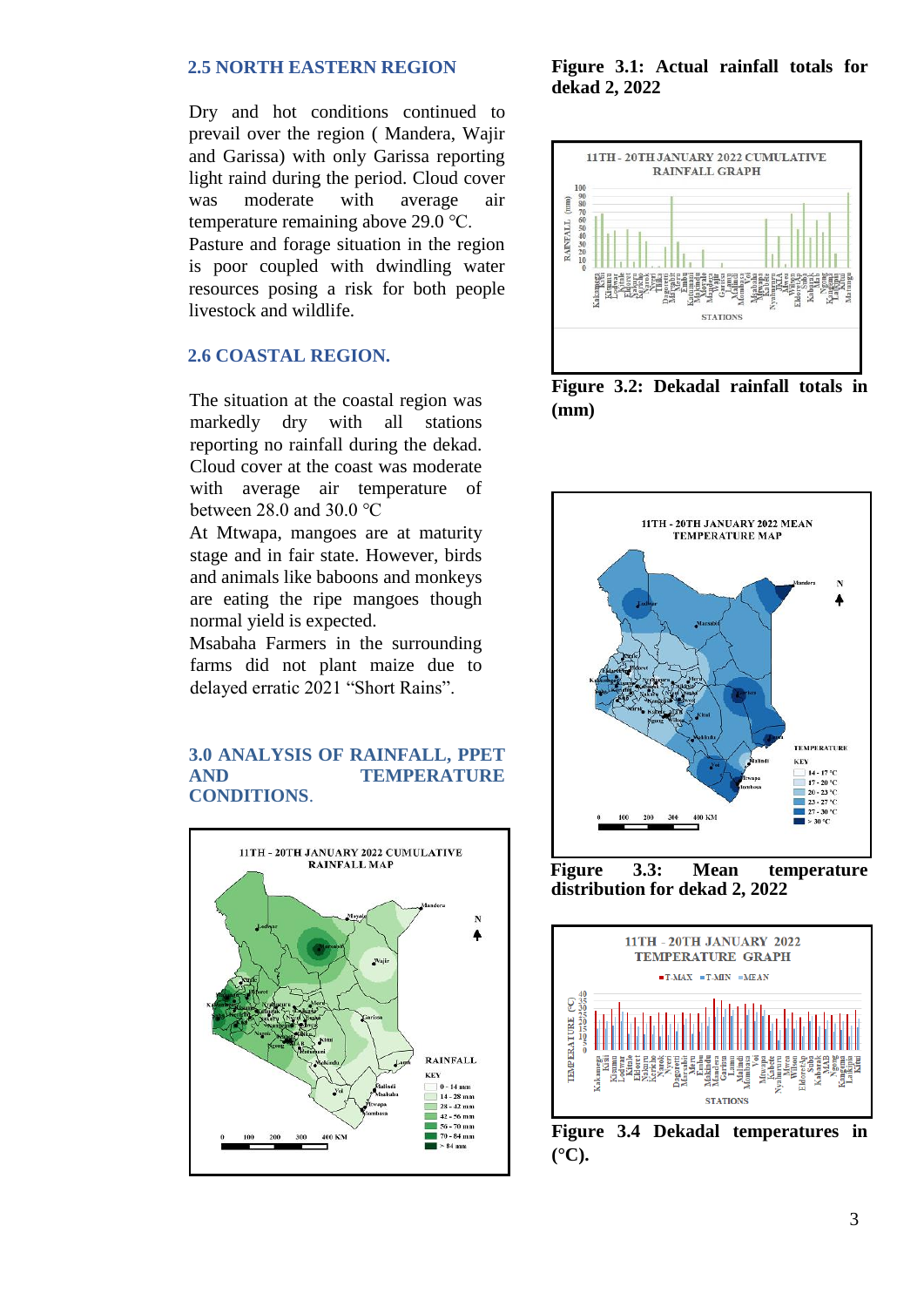## 2.5 NORTH EASTERN REGION

Dry and hot conditions continued to prevail over the region ( Mandera, Wajir and Garissa) with only Garissa reporting light raind during the period. Cloud cover was moderate with average air temperature remaining above 29.0 °C.
Pasture and forage situation in the region is poor coupled with dwindling water resources posing a risk for both people livestock and wildlife.

## 2.6 COASTAL REGION.

The situation at the coastal region was markedly dry with all stations reporting no rainfall during the dekad. Cloud cover at the coast was moderate with average air temperature of between 28.0 and 30.0 °C
At Mtwapa, mangoes are at maturity stage and in fair state. However, birds and animals like baboons and monkeys are eating the ripe mangoes though normal yield is expected.
Msabaha Farmers in the surrounding farms did not plant maize due to delayed erratic 2021 "Short Rains".

# 3.0 ANALYSIS OF RAINFALL, PPET AND TEMPERATURE CONDITIONS.

11TH - 20TH JANUARY 2022 CUMULATIVE RAINFALL MAP

Mandera
Moyale
Lodwar
Marsabit
Wajir
Kitale
Eldoret
Kakamega
Kisumu
Kericho
Nakuru
Nyahururu
Meru
Nyeri
Embu
Garissa
Narok
Kisii
Thika
Dagoretti
JKIA
Machakos
Ngong
Kitui
Makindu
Voi
Lamu
Malindi
Msabaha
Mtwapa
Mombasa

N

RAINFALL
KEY
0 - 14 mm
14 - 28 mm
28 - 42 mm
42 - 56 mm
56 - 70 mm
70 - 84 mm
> 84 mm

0 100 200 300 400 KM

**Figure 3.1: Actual rainfall totals for dekad 2, 2022**

11TH - 20TH JANUARY 2022 CUMULATIVE RAINFALL GRAPH

RAINFALL (mm)
100
90
80
70
60
50
40
30
20
10
0

Kakamega, Kisii, Kisumu, Lodwar, Kitale, Eldoret, Nakuru, Kericho, Narok, Nyeri, Thika, Dagoretti, Machakos, Embu, Makindu, Meru, Moyale, Mandera, Wajir, Garissa, Lamu, Malindi, Mombasa, Voi, Msabaha, Mtwapa, Kabete, Nyahururu, JKIA, Mwea, Wilson, EldoretAp, Suba, Kabarak, Ngong, Kangema, Laikipia, Kitui, Marsabit

STATIONS

**Figure 3.2: Dekadal rainfall totals in (mm)**

11TH - 20TH JANUARY 2022 MEAN TEMPERATURE MAP

Mandera
Lodwar
Marsabit
Eldoret
Kitale
Kakamega
Kisumu
Kericho
Nakuru
Nyahururu
Meru
Nyeri
Embu
Garissa
Narok
Kisii
Machakos
Ngong
Wilson
Kitui
Makindu
Lamu
Malindi
Voi
Mtwapa
Mombasa

N

TEMPERATURE
KEY
14 - 17 °C
17 - 20 °C
20 - 23 °C
23 - 27 °C
27 - 30 °C
> 30 °C

0 100 200 300 400 KM

**Figure 3.3: Mean temperature distribution for dekad 2, 2022**

11TH - 20TH JANUARY 2022 TEMPERATURE GRAPH

T-MAX T-MIN MEAN

TEMPERATURE (°C)
40
35
30
25
20
15
10
5
0

Kakamega, Kisii, Kisumu, Lodwar, Kitale, Eldoret, Nakuru, Kericho, Narok, Nyeri, Dagoretti, Marsabit, Meru, Embu, Makindu, Mandera, Garissa, Lamu, Malindi, Mombasa, Voi, Mtwapa, Kabete, Nyahururu, Mwea, Wilson, EldoretAp, Suba, Kabarak, MAB, Ngong, Kangema, Laikipia, Kitui

STATIONS

**Figure 3.4 Dekadal temperatures in (°C).**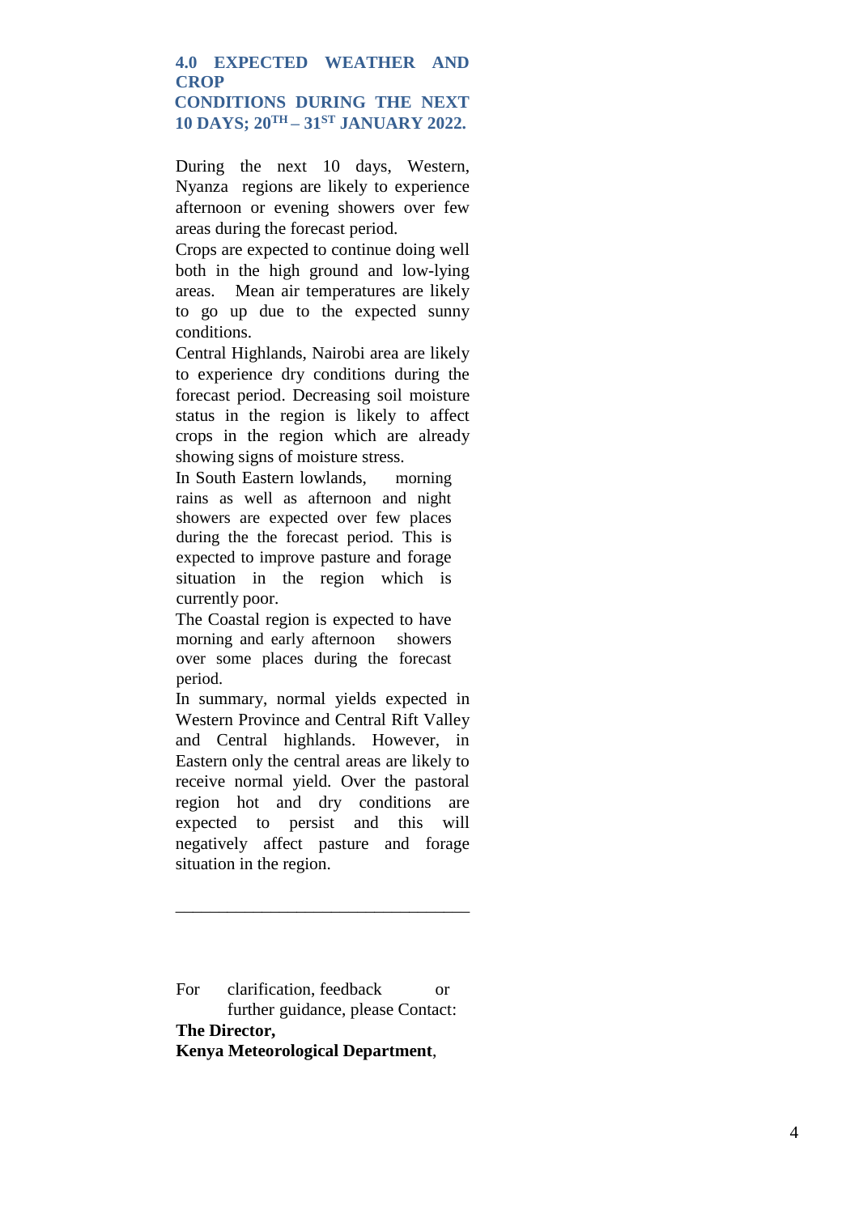## 4.0 EXPECTED WEATHER AND CROP CONDITIONS DURING THE NEXT 10 DAYS; 20TH – 31ST JANUARY 2022.

During the next 10 days, Western, Nyanza regions are likely to experience afternoon or evening showers over few areas during the forecast period.

Crops are expected to continue doing well both in the high ground and low-lying areas. Mean air temperatures are likely to go up due to the expected sunny conditions.

Central Highlands, Nairobi area are likely to experience dry conditions during the forecast period. Decreasing soil moisture status in the region is likely to affect crops in the region which are already showing signs of moisture stress.

In South Eastern lowlands, morning rains as well as afternoon and night showers are expected over few places during the the forecast period. This is expected to improve pasture and forage situation in the region which is currently poor.

The Coastal region is expected to have morning and early afternoon showers over some places during the forecast period.

In summary, normal yields expected in Western Province and Central Rift Valley and Central highlands. However, in Eastern only the central areas are likely to receive normal yield. Over the pastoral region hot and dry conditions are expected to persist and this will negatively affect pasture and forage situation in the region.

---

For clarification, feedback or further guidance, please Contact:

**The Director,**

**Kenya Meteorological Department**,